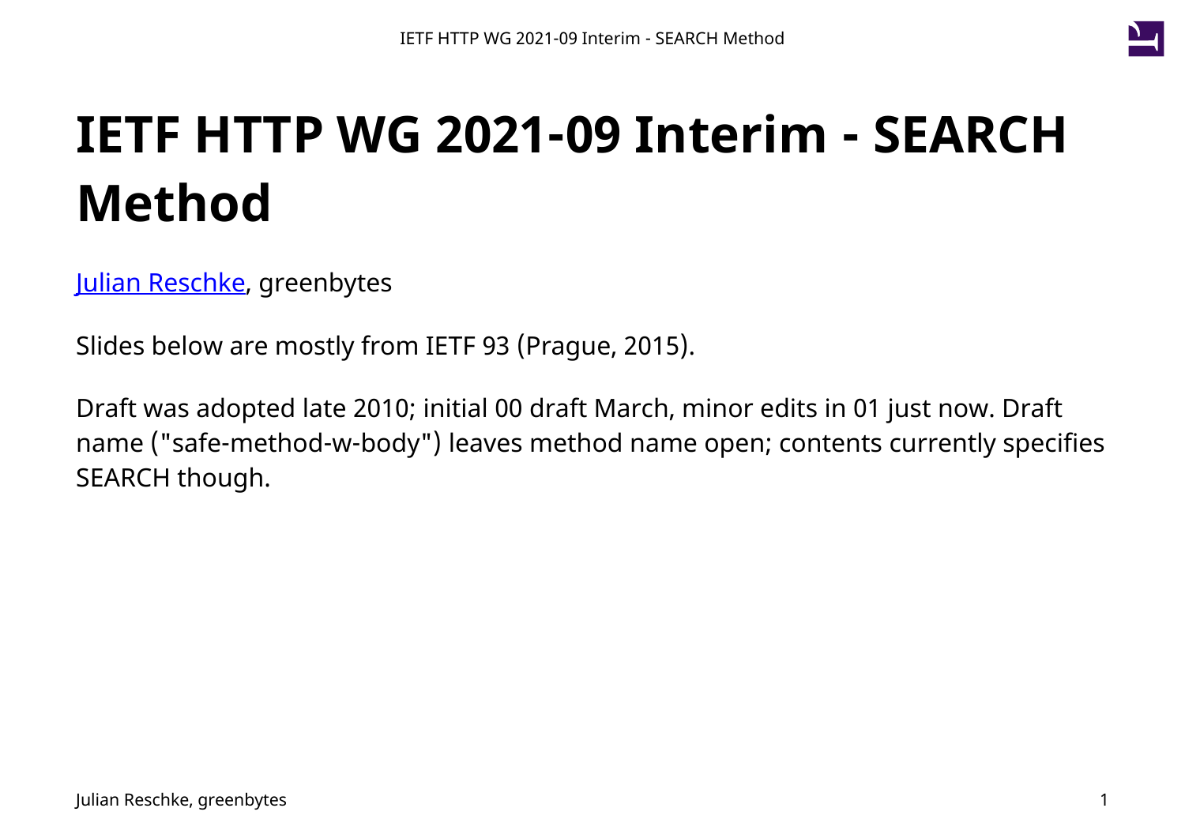# IETF HTTP WG 2021-09 Interim - SEARCH Method

[Julian Reschke](), greenbytes

Slides below are mostly from IETF 93 (Prague, 2015).

Draft was adopted late 2010; initial 00 draft March, minor edits in 01 just now. Draft name ("safe-method-w-body") leaves method name open; contents currently specifies SEARCH though.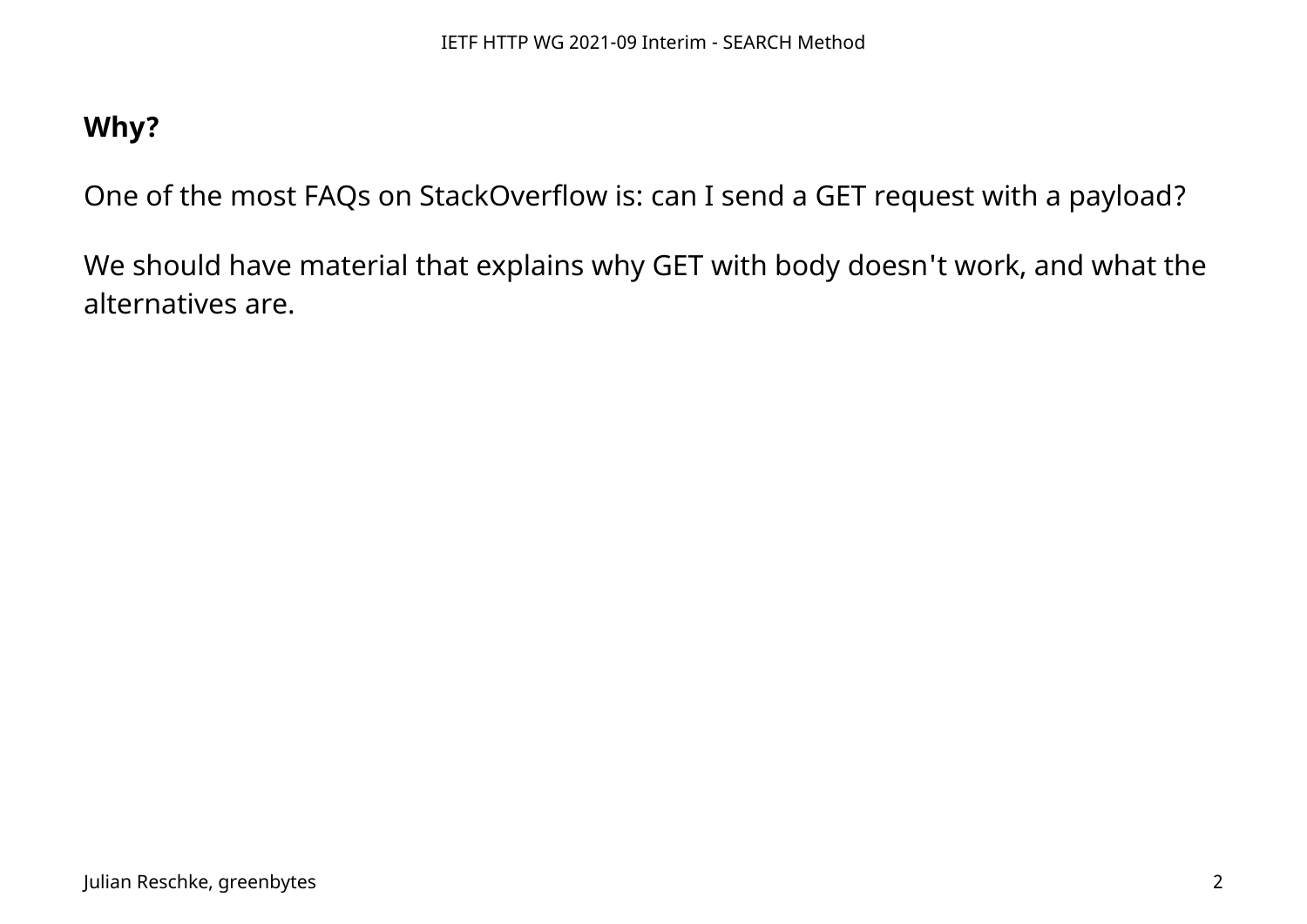**Why?**

One of the most FAQs on StackOverflow is: can I send a GET request with a payload?

We should have material that explains why GET with body doesn't work, and what the alternatives are.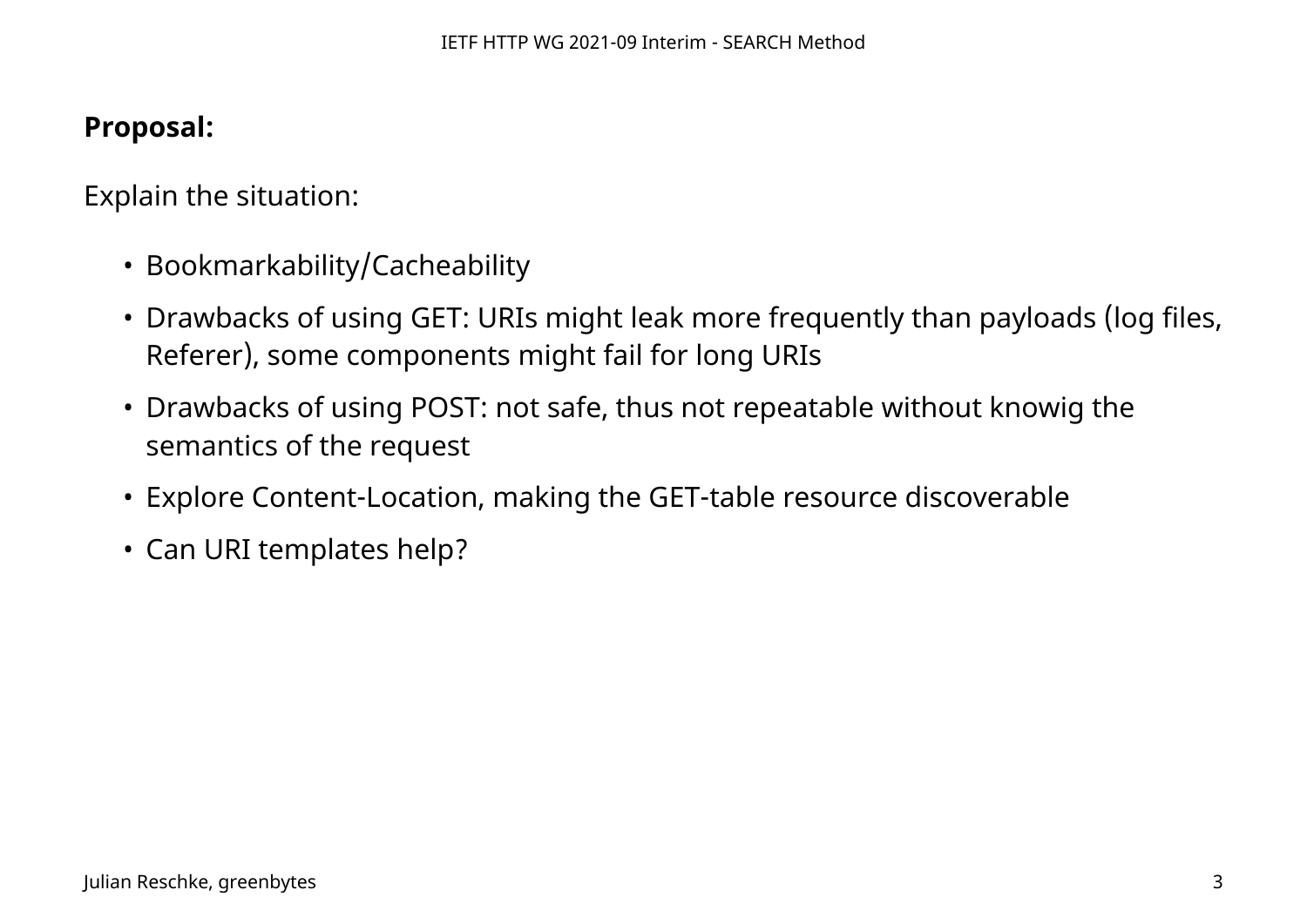**Proposal:**

Explain the situation:

- Bookmarkability/Cacheability
- Drawbacks of using GET: URIs might leak more frequently than payloads (log files, Referer), some components might fail for long URIs
- Drawbacks of using POST: not safe, thus not repeatable without knowig the semantics of the request
- Explore Content-Location, making the GET-table resource discoverable
- Can URI templates help?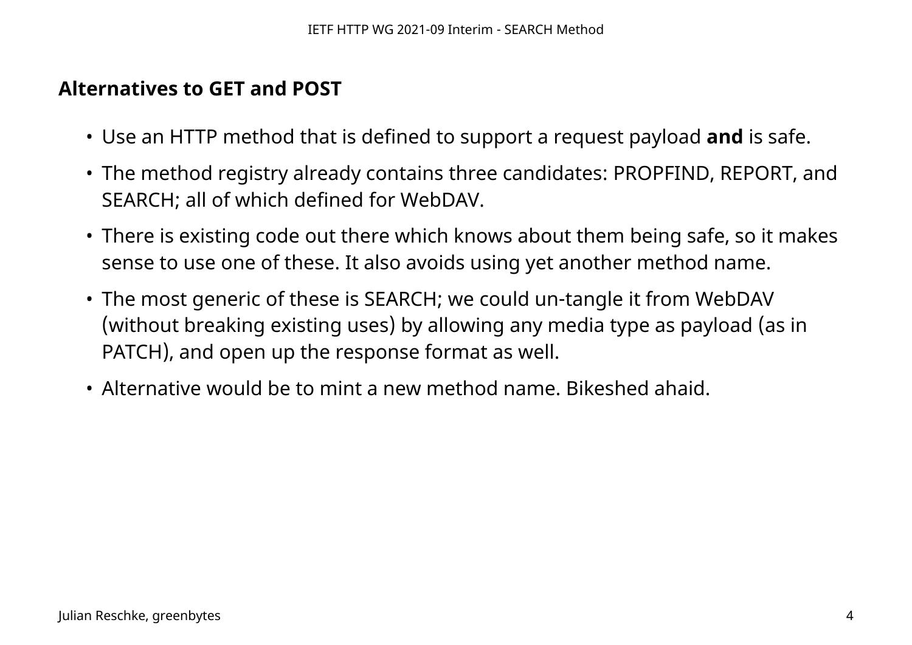## Alternatives to GET and POST

- Use an HTTP method that is defined to support a request payload **and** is safe.
- The method registry already contains three candidates: PROPFIND, REPORT, and SEARCH; all of which defined for WebDAV.
- There is existing code out there which knows about them being safe, so it makes sense to use one of these. It also avoids using yet another method name.
- The most generic of these is SEARCH; we could un-tangle it from WebDAV (without breaking existing uses) by allowing any media type as payload (as in PATCH), and open up the response format as well.
- Alternative would be to mint a new method name. Bikeshed ahaid.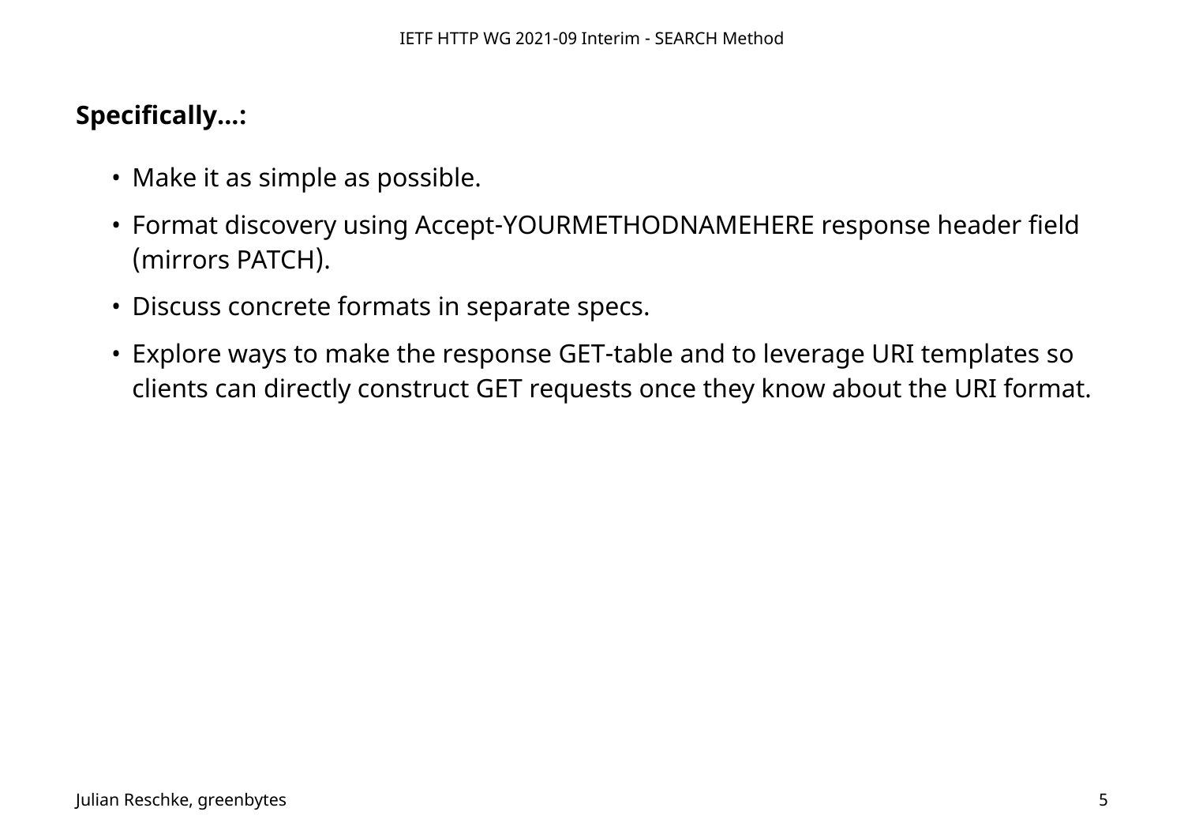**Specifically...:**

- Make it as simple as possible.
- Format discovery using Accept-YOURMETHODNAMEHERE response header field (mirrors PATCH).
- Discuss concrete formats in separate specs.
- Explore ways to make the response GET-table and to leverage URI templates so clients can directly construct GET requests once they know about the URI format.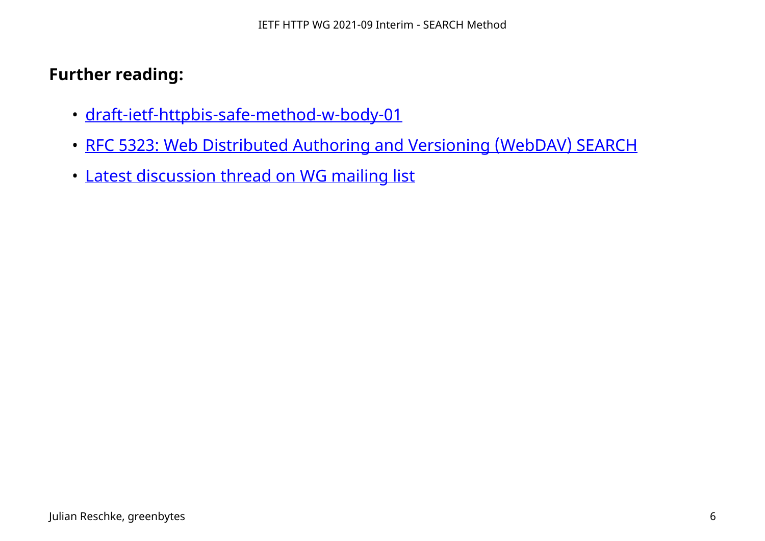**Further reading:**

- draft-ietf-httpbis-safe-method-w-body-01
- RFC 5323: Web Distributed Authoring and Versioning (WebDAV) SEARCH
- Latest discussion thread on WG mailing list